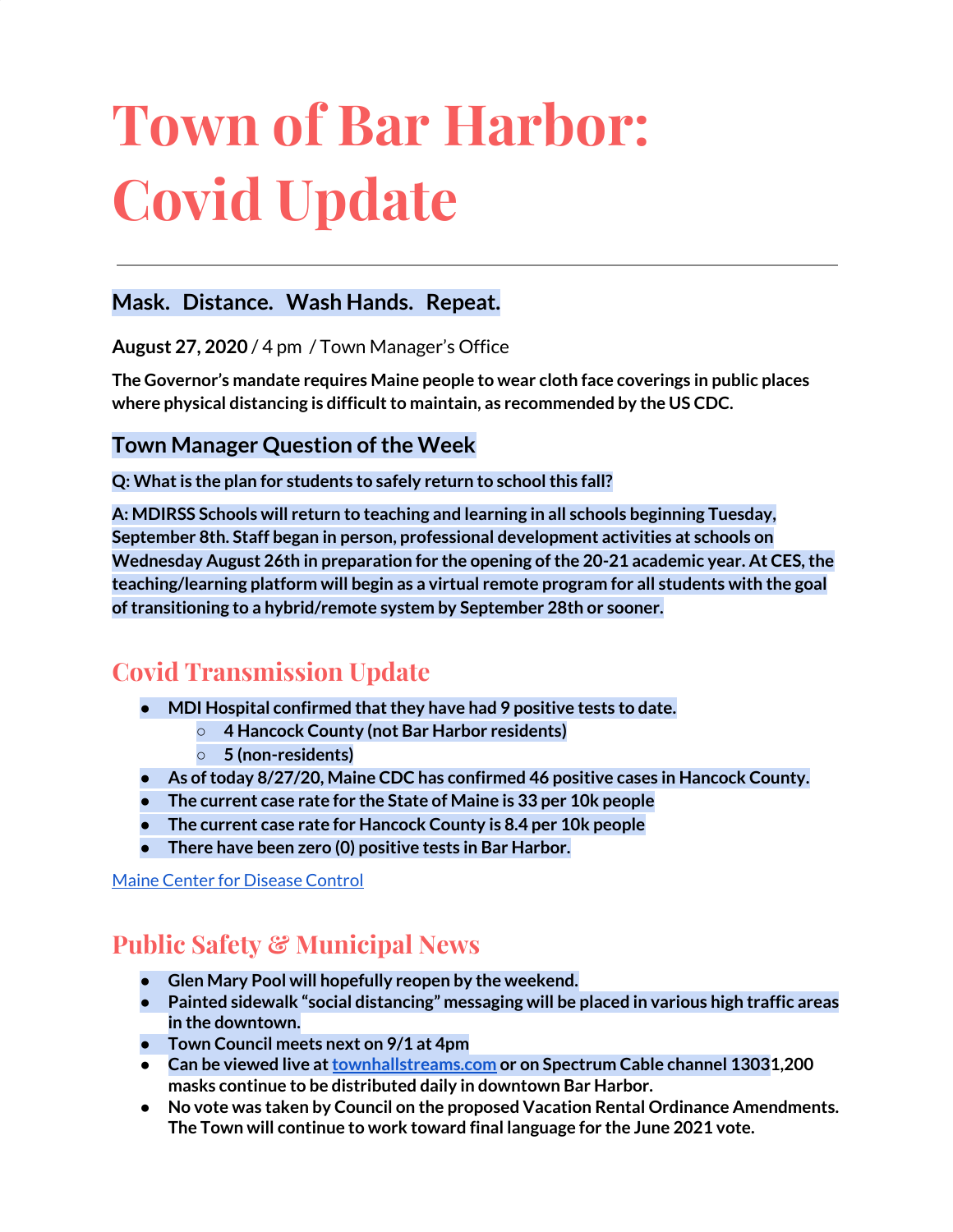# Town of Bar Harbor: Covid Update

---

## Mask. Distance. Wash Hands. Repeat.

**August 27, 2020** / 4 pm / Town Manager's Office

**The Governor's mandate requires Maine people to wear cloth face coverings in public places where physical distancing is difficult to maintain, as recommended by the US CDC.**

## Town Manager Question of the Week

**Q: What is the plan for students to safely return to school this fall?**

**A: MDIRSS Schools will return to teaching and learning in all schools beginning Tuesday, September 8th. Staff began in person, professional development activities at schools on Wednesday August 26th in preparation for the opening of the 20-21 academic year. At CES, the teaching/learning platform will begin as a virtual remote program for all students with the goal of transitioning to a hybrid/remote system by September 28th or sooner.**

## Covid Transmission Update

- **MDI Hospital confirmed that they have had 9 positive tests to date.**
  - **4 Hancock County (not Bar Harbor residents)**
  - **5 (non-residents)**
- **As of today 8/27/20, Maine CDC has confirmed 46 positive cases in Hancock County.**
- **The current case rate for the State of Maine is 33 per 10k people**
- **The current case rate for Hancock County is 8.4 per 10k people**
- **There have been zero (0) positive tests in Bar Harbor.**

[Maine Center for Disease Control]()

## Public Safety & Municipal News

- **Glen Mary Pool will hopefully reopen by the weekend.**
- **Painted sidewalk "social distancing" messaging will be placed in various high traffic areas in the downtown.**
- **Town Council meets next on 9/1 at 4pm**
- **Can be viewed live at [townhallstreams.com]() or on Spectrum Cable channel 13031,200 masks continue to be distributed daily in downtown Bar Harbor.**
- **No vote was taken by Council on the proposed Vacation Rental Ordinance Amendments. The Town will continue to work toward final language for the June 2021 vote.**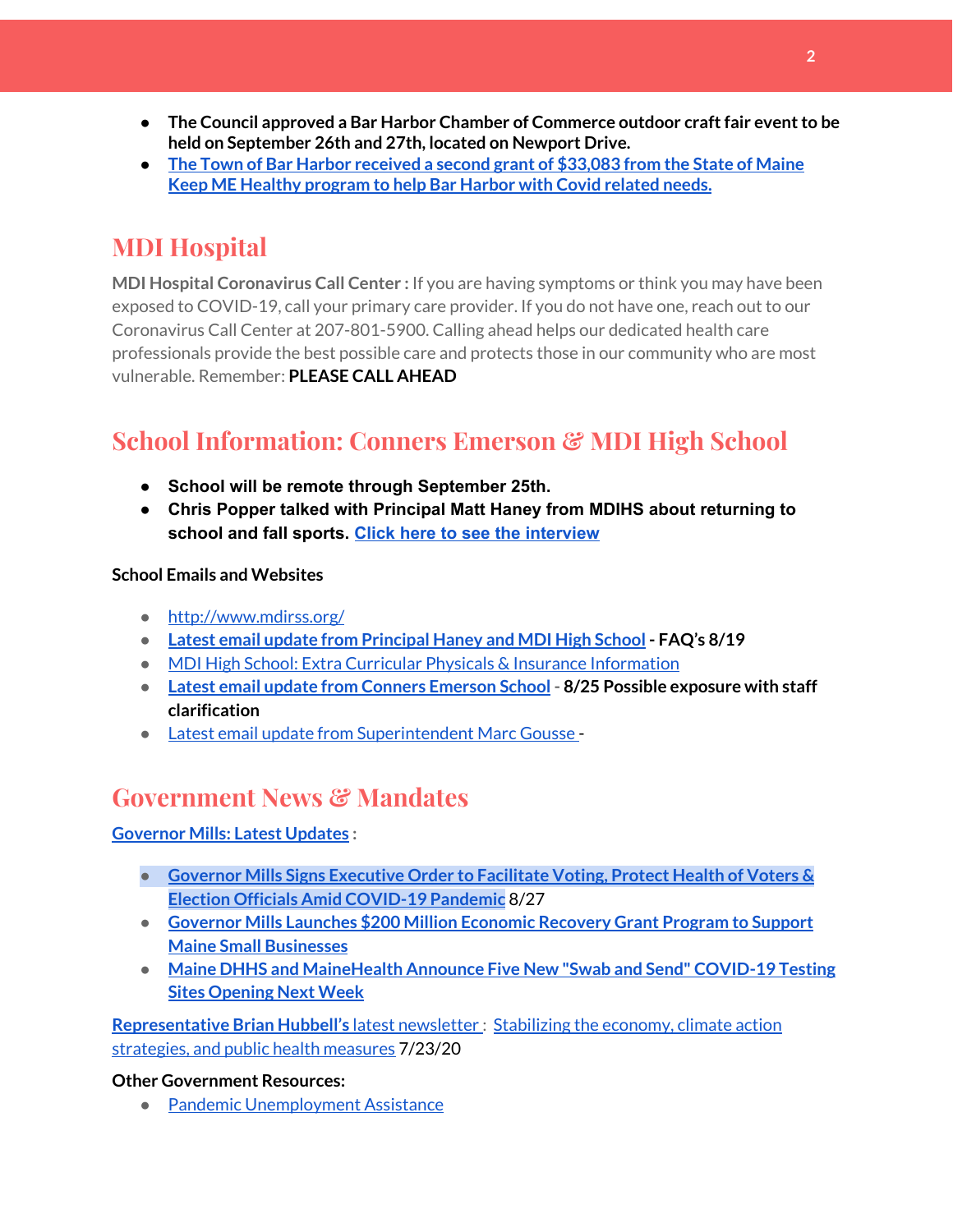- **The Council approved a Bar Harbor Chamber of Commerce outdoor craft fair event to be held on September 26th and 27th, located on Newport Drive.**
- **The Town of Bar Harbor received a second grant of $33,083 from the State of Maine Keep ME Healthy program to help Bar Harbor with Covid related needs.**

## MDI Hospital

**MDI Hospital Coronavirus Call Center :** If you are having symptoms or think you may have been exposed to COVID-19, call your primary care provider. If you do not have one, reach out to our Coronavirus Call Center at 207-801-5900. Calling ahead helps our dedicated health care professionals provide the best possible care and protects those in our community who are most vulnerable. Remember: **PLEASE CALL AHEAD**

## School Information: Conners Emerson & MDI High School

- **School will be remote through September 25th.**
- **Chris Popper talked with Principal Matt Haney from MDIHS about returning to school and fall sports. Click here to see the interview**

**School Emails and Websites**

- http://www.mdirss.org/
- **Latest email update from Principal Haney and MDI High School - FAQ's 8/19**
- MDI High School: Extra Curricular Physicals & Insurance Information
- **Latest email update from Conners Emerson School - 8/25 Possible exposure with staff clarification**
- Latest email update from Superintendent Marc Gousse -

## Government News & Mandates

**Governor Mills: Latest Updates :**

- **Governor Mills Signs Executive Order to Facilitate Voting, Protect Health of Voters & Election Officials Amid COVID-19 Pandemic** 8/27
- **Governor Mills Launches $200 Million Economic Recovery Grant Program to Support Maine Small Businesses**
- **Maine DHHS and MaineHealth Announce Five New "Swab and Send" COVID-19 Testing Sites Opening Next Week**

**Representative Brian Hubbell's** latest newsletter : Stabilizing the economy, climate action strategies, and public health measures 7/23/20

**Other Government Resources:**

- Pandemic Unemployment Assistance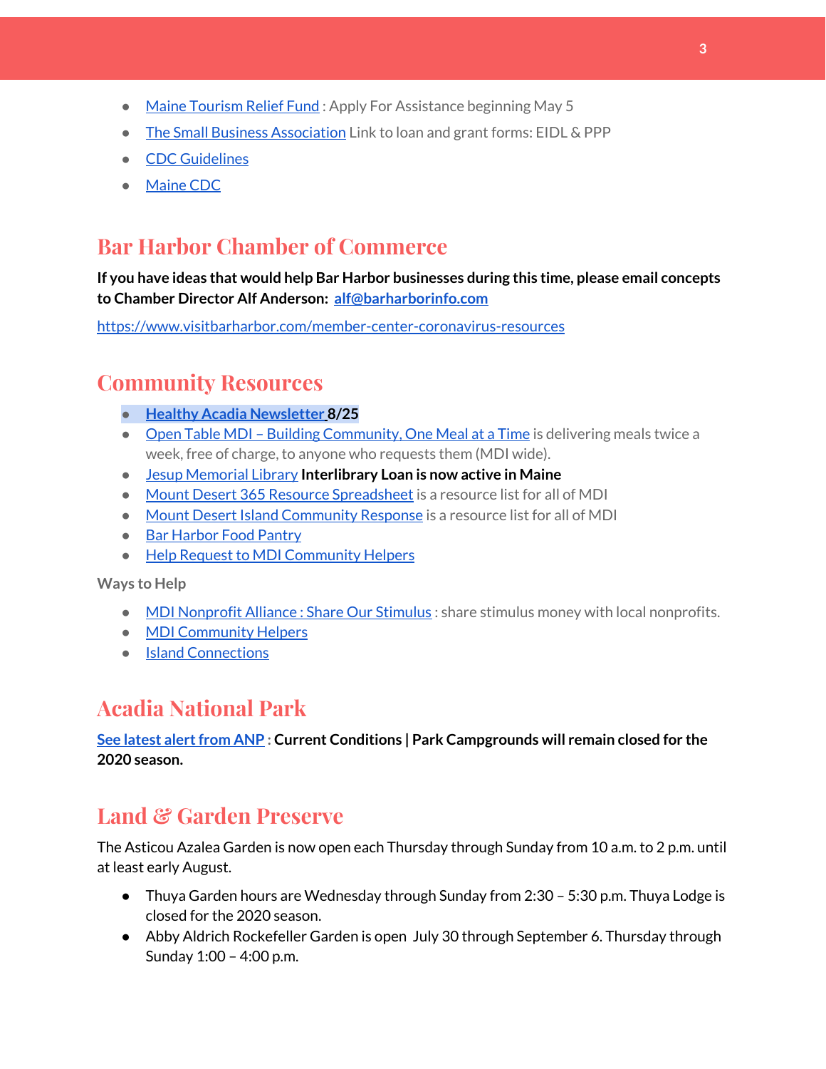- Maine Tourism Relief Fund : Apply For Assistance beginning May 5
- The Small Business Association Link to loan and grant forms: EIDL & PPP
- CDC Guidelines
- Maine CDC

## Bar Harbor Chamber of Commerce

**If you have ideas that would help Bar Harbor businesses during this time, please email concepts to Chamber Director Alf Anderson: alf@barharborinfo.com**

https://www.visitbarharbor.com/member-center-coronavirus-resources

## Community Resources

- **Healthy Acadia Newsletter 8/25**
- Open Table MDI – Building Community, One Meal at a Time is delivering meals twice a week, free of charge, to anyone who requests them (MDI wide).
- Jesup Memorial Library **Interlibrary Loan is now active in Maine**
- Mount Desert 365 Resource Spreadsheet is a resource list for all of MDI
- Mount Desert Island Community Response is a resource list for all of MDI
- Bar Harbor Food Pantry
- Help Request to MDI Community Helpers

Ways to Help

- MDI Nonprofit Alliance : Share Our Stimulus : share stimulus money with local nonprofits.
- MDI Community Helpers
- Island Connections

## Acadia National Park

**See latest alert from ANP : Current Conditions | Park Campgrounds will remain closed for the 2020 season.**

## Land & Garden Preserve

The Asticou Azalea Garden is now open each Thursday through Sunday from 10 a.m. to 2 p.m. until at least early August.

- Thuya Garden hours are Wednesday through Sunday from 2:30 – 5:30 p.m. Thuya Lodge is closed for the 2020 season.
- Abby Aldrich Rockefeller Garden is open July 30 through September 6. Thursday through Sunday 1:00 – 4:00 p.m.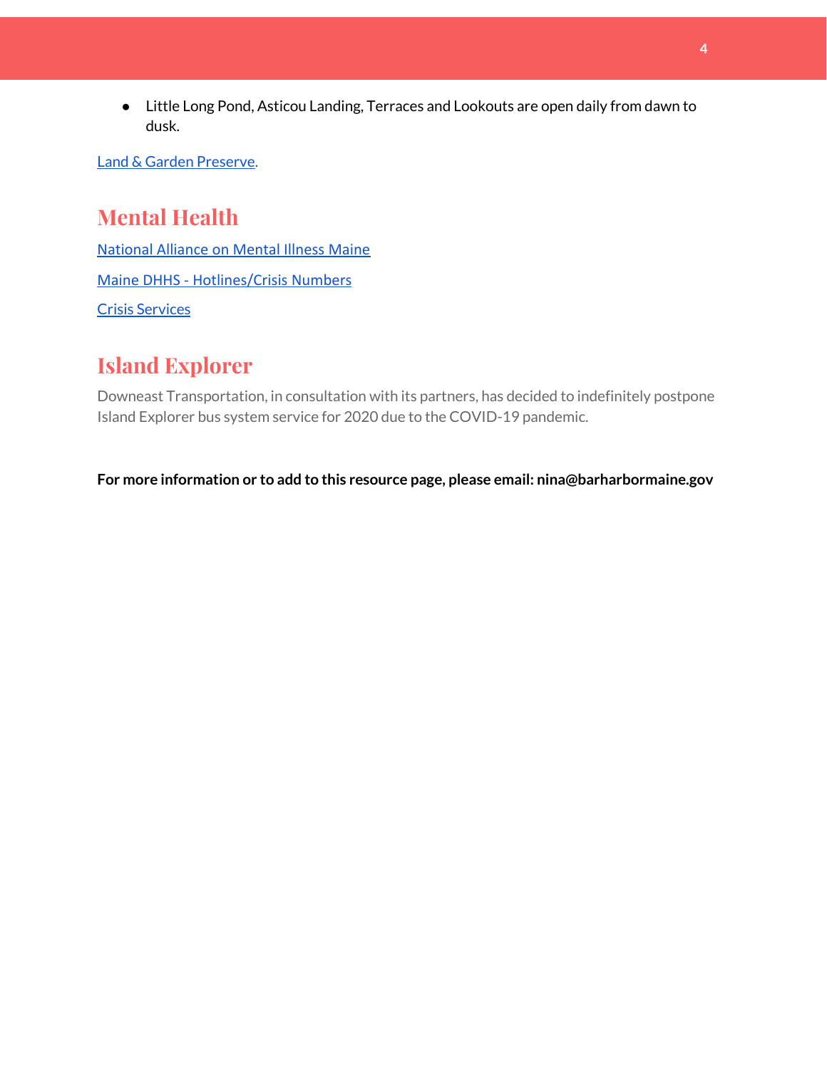- Little Long Pond, Asticou Landing, Terraces and Lookouts are open daily from dawn to dusk.

Land & Garden Preserve.

## Mental Health

National Alliance on Mental Illness Maine

Maine DHHS - Hotlines/Crisis Numbers

Crisis Services

## Island Explorer

Downeast Transportation, in consultation with its partners, has decided to indefinitely postpone Island Explorer bus system service for 2020 due to the COVID-19 pandemic.

**For more information or to add to this resource page, please email: nina@barharbormaine.gov**